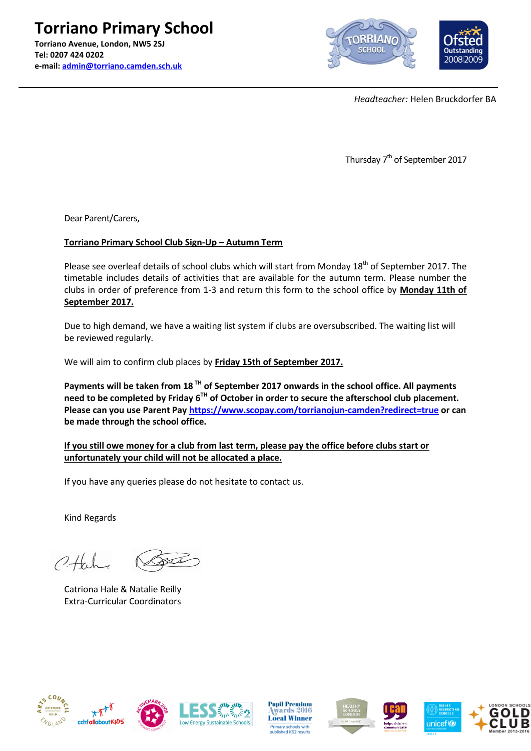# Torriano Primary School

**Torriano Avenue, London, NW5 2SJ**
**Tel: 0207 424 0202**
**e-mail: admin@torriano.camden.sch.uk**

*Headteacher:* Helen Bruckdorfer BA

Thursday 7th of September 2017

Dear Parent/Carers,

**Torriano Primary School Club Sign-Up – Autumn Term**

Please see overleaf details of school clubs which will start from Monday 18th of September 2017. The timetable includes details of activities that are available for the autumn term. Please number the clubs in order of preference from 1-3 and return this form to the school office by **Monday 11th of September 2017.**

Due to high demand, we have a waiting list system if clubs are oversubscribed. The waiting list will be reviewed regularly.

We will aim to confirm club places by **Friday 15th of September 2017.**

**Payments will be taken from 18 TH of September 2017 onwards in the school office. All payments need to be completed by Friday 6TH of October in order to secure the afterschool club placement. Please can you use Parent Pay https://www.scopay.com/torrianojun-camden?redirect=true or can be made through the school office.**

**If you still owe money for a club from last term, please pay the office before clubs start or unfortunately your child will not be allocated a place.**

If you have any queries please do not hesitate to contact us.

Kind Regards

Catriona Hale & Natalie Reilly
Extra-Curricular Coordinators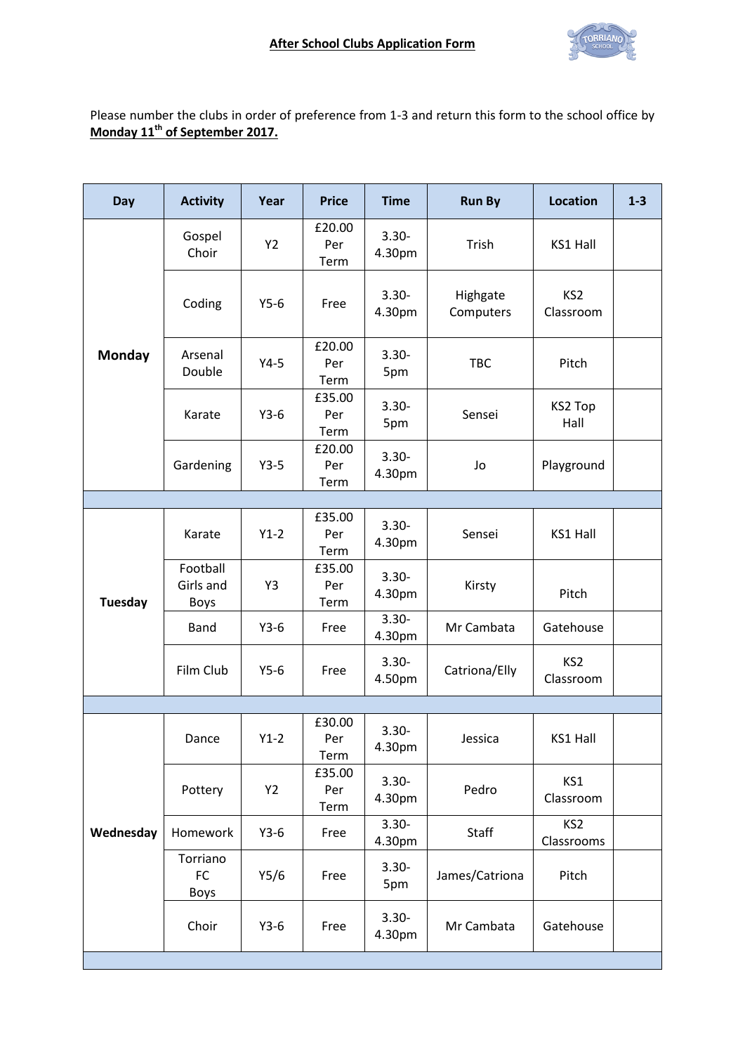## After School Clubs Application Form

Please number the clubs in order of preference from 1-3 and return this form to the school office by **Monday 11th of September 2017.**

| Day | Activity | Year | Price | Time | Run By | Location | 1-3 |
|---|---|---|---|---|---|---|---|
| **Monday** | Gospel Choir | Y2 | £20.00 Per Term | 3.30-4.30pm | Trish | KS1 Hall | |
| | Coding | Y5-6 | Free | 3.30-4.30pm | Highgate Computers | KS2 Classroom | |
| | Arsenal Double | Y4-5 | £20.00 Per Term | 3.30-5pm | TBC | Pitch | |
| | Karate | Y3-6 | £35.00 Per Term | 3.30-5pm | Sensei | KS2 Top Hall | |
| | Gardening | Y3-5 | £20.00 Per Term | 3.30-4.30pm | Jo | Playground | |
| | | | | | | | |
| **Tuesday** | Karate | Y1-2 | £35.00 Per Term | 3.30-4.30pm | Sensei | KS1 Hall | |
| | Football Girls and Boys | Y3 | £35.00 Per Term | 3.30-4.30pm | Kirsty | Pitch | |
| | Band | Y3-6 | Free | 3.30-4.30pm | Mr Cambata | Gatehouse | |
| | Film Club | Y5-6 | Free | 3.30-4.50pm | Catriona/Elly | KS2 Classroom | |
| | | | | | | | |
| **Wednesday** | Dance | Y1-2 | £30.00 Per Term | 3.30-4.30pm | Jessica | KS1 Hall | |
| | Pottery | Y2 | £35.00 Per Term | 3.30-4.30pm | Pedro | KS1 Classroom | |
| | Homework | Y3-6 | Free | 3.30-4.30pm | Staff | KS2 Classrooms | |
| | Torriano FC Boys | Y5/6 | Free | 3.30-5pm | James/Catriona | Pitch | |
| | Choir | Y3-6 | Free | 3.30-4.30pm | Mr Cambata | Gatehouse | |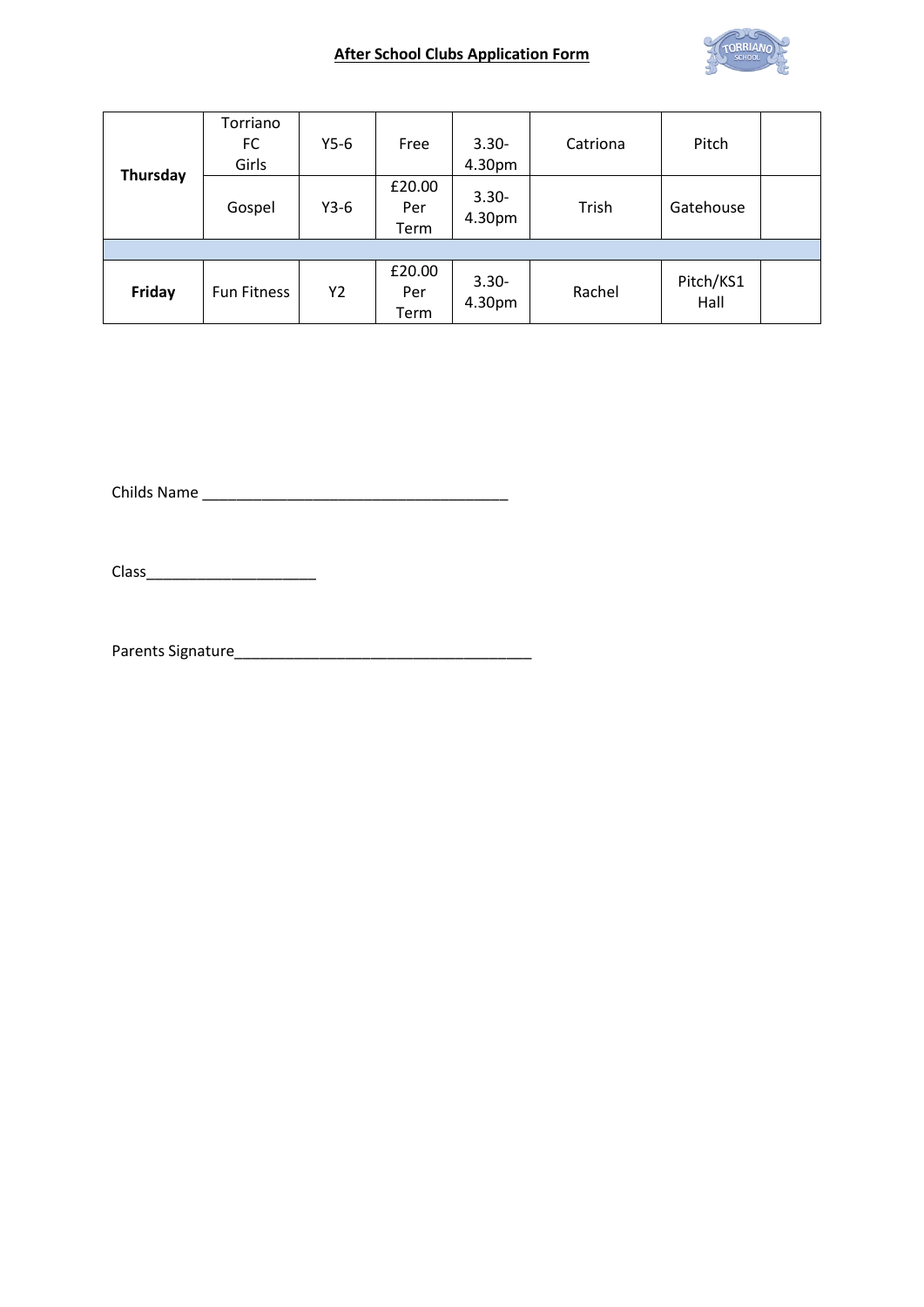**After School Clubs Application Form**

| | | | | | | | |
|---|---|---|---|---|---|---|---|
| **Thursday** | Torriano FC Girls | Y5-6 | Free | 3.30-4.30pm | Catriona | Pitch | |
| | Gospel | Y3-6 | £20.00 Per Term | 3.30-4.30pm | Trish | Gatehouse | |
| | | | | | | | |
| **Friday** | Fun Fitness | Y2 | £20.00 Per Term | 3.30-4.30pm | Rachel | Pitch/KS1 Hall | |

Childs Name ____________________________________

Class____________________

Parents Signature___________________________________